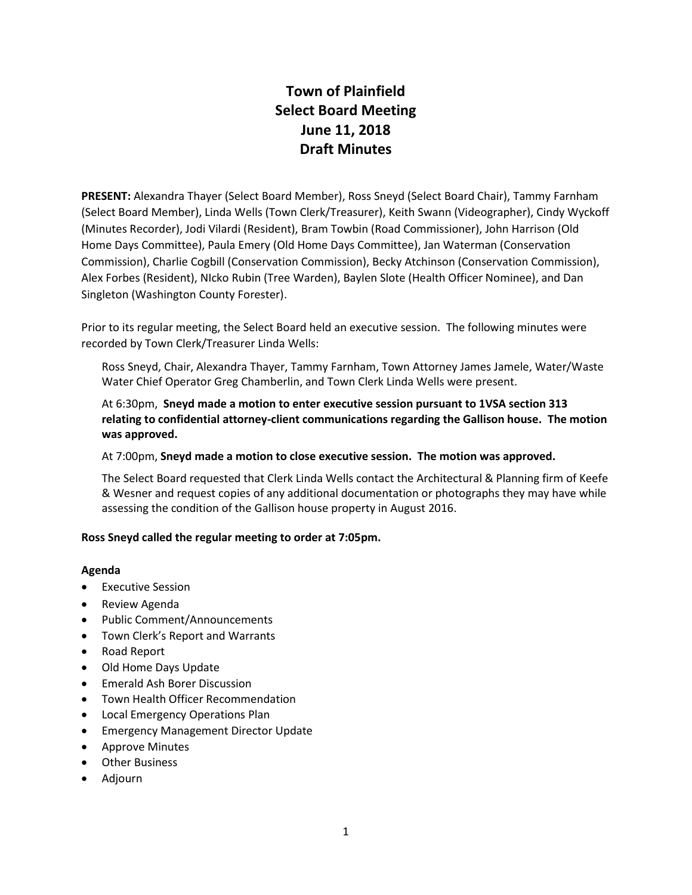# Town of Plainfield
# Select Board Meeting
# June 11, 2018
# Draft Minutes

**PRESENT:** Alexandra Thayer (Select Board Member), Ross Sneyd (Select Board Chair), Tammy Farnham (Select Board Member), Linda Wells (Town Clerk/Treasurer), Keith Swann (Videographer), Cindy Wyckoff (Minutes Recorder), Jodi Vilardi (Resident), Bram Towbin (Road Commissioner), John Harrison (Old Home Days Committee), Paula Emery (Old Home Days Committee), Jan Waterman (Conservation Commission), Charlie Cogbill (Conservation Commission), Becky Atchinson (Conservation Commission), Alex Forbes (Resident), NIcko Rubin (Tree Warden), Baylen Slote (Health Officer Nominee), and Dan Singleton (Washington County Forester).

Prior to its regular meeting, the Select Board held an executive session. The following minutes were recorded by Town Clerk/Treasurer Linda Wells:

> Ross Sneyd, Chair, Alexandra Thayer, Tammy Farnham, Town Attorney James Jamele, Water/Waste Water Chief Operator Greg Chamberlin, and Town Clerk Linda Wells were present.
>
> At 6:30pm, **Sneyd made a motion to enter executive session pursuant to 1VSA section 313 relating to confidential attorney-client communications regarding the Gallison house. The motion was approved.**
>
> At 7:00pm, **Sneyd made a motion to close executive session. The motion was approved.**
>
> The Select Board requested that Clerk Linda Wells contact the Architectural & Planning firm of Keefe & Wesner and request copies of any additional documentation or photographs they may have while assessing the condition of the Gallison house property in August 2016.

**Ross Sneyd called the regular meeting to order at 7:05pm.**

**Agenda**

- Executive Session
- Review Agenda
- Public Comment/Announcements
- Town Clerk's Report and Warrants
- Road Report
- Old Home Days Update
- Emerald Ash Borer Discussion
- Town Health Officer Recommendation
- Local Emergency Operations Plan
- Emergency Management Director Update
- Approve Minutes
- Other Business
- Adjourn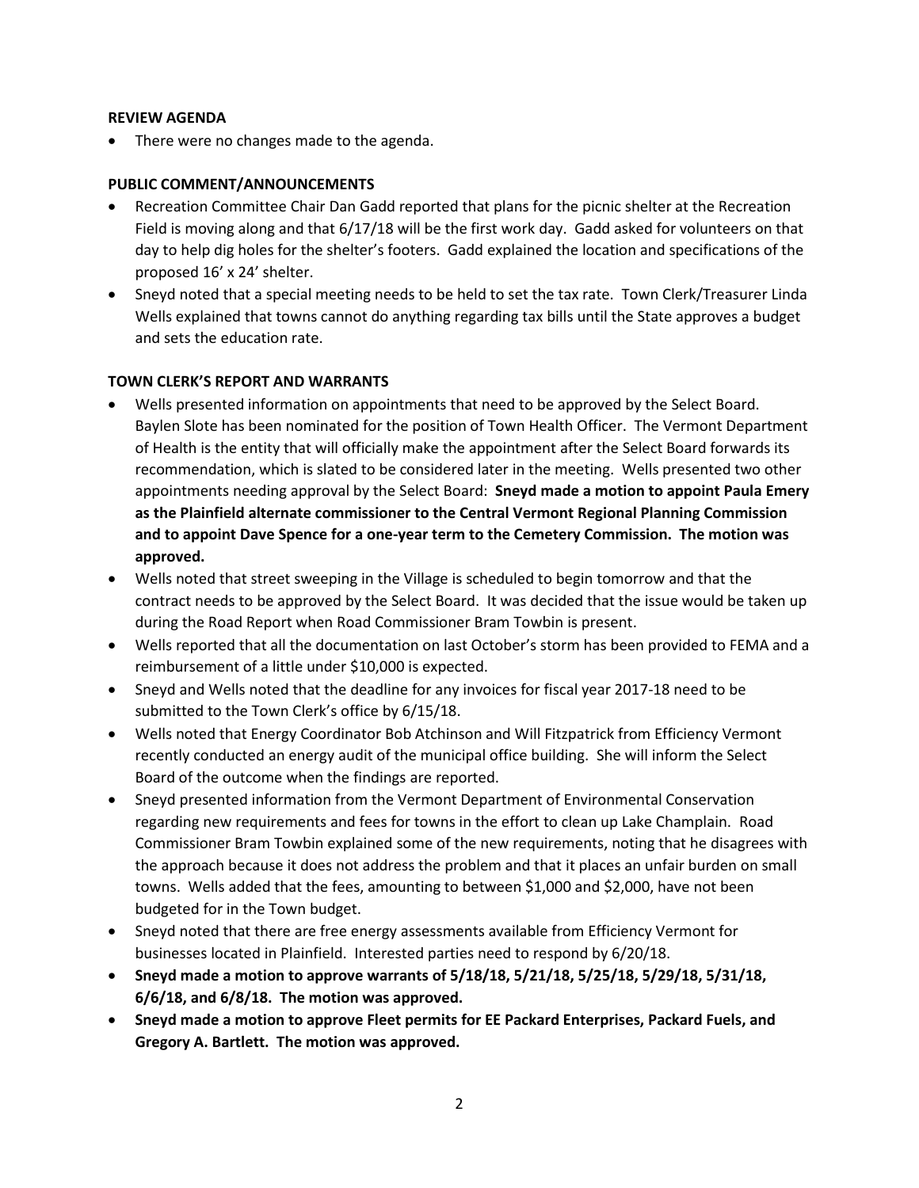**REVIEW AGENDA**

- There were no changes made to the agenda.

**PUBLIC COMMENT/ANNOUNCEMENTS**

- Recreation Committee Chair Dan Gadd reported that plans for the picnic shelter at the Recreation Field is moving along and that 6/17/18 will be the first work day. Gadd asked for volunteers on that day to help dig holes for the shelter's footers. Gadd explained the location and specifications of the proposed 16' x 24' shelter.
- Sneyd noted that a special meeting needs to be held to set the tax rate. Town Clerk/Treasurer Linda Wells explained that towns cannot do anything regarding tax bills until the State approves a budget and sets the education rate.

**TOWN CLERK'S REPORT AND WARRANTS**

- Wells presented information on appointments that need to be approved by the Select Board. Baylen Slote has been nominated for the position of Town Health Officer. The Vermont Department of Health is the entity that will officially make the appointment after the Select Board forwards its recommendation, which is slated to be considered later in the meeting. Wells presented two other appointments needing approval by the Select Board: **Sneyd made a motion to appoint Paula Emery as the Plainfield alternate commissioner to the Central Vermont Regional Planning Commission and to appoint Dave Spence for a one-year term to the Cemetery Commission. The motion was approved.**
- Wells noted that street sweeping in the Village is scheduled to begin tomorrow and that the contract needs to be approved by the Select Board. It was decided that the issue would be taken up during the Road Report when Road Commissioner Bram Towbin is present.
- Wells reported that all the documentation on last October's storm has been provided to FEMA and a reimbursement of a little under $10,000 is expected.
- Sneyd and Wells noted that the deadline for any invoices for fiscal year 2017-18 need to be submitted to the Town Clerk's office by 6/15/18.
- Wells noted that Energy Coordinator Bob Atchinson and Will Fitzpatrick from Efficiency Vermont recently conducted an energy audit of the municipal office building. She will inform the Select Board of the outcome when the findings are reported.
- Sneyd presented information from the Vermont Department of Environmental Conservation regarding new requirements and fees for towns in the effort to clean up Lake Champlain. Road Commissioner Bram Towbin explained some of the new requirements, noting that he disagrees with the approach because it does not address the problem and that it places an unfair burden on small towns. Wells added that the fees, amounting to between $1,000 and $2,000, have not been budgeted for in the Town budget.
- Sneyd noted that there are free energy assessments available from Efficiency Vermont for businesses located in Plainfield. Interested parties need to respond by 6/20/18.
- **Sneyd made a motion to approve warrants of 5/18/18, 5/21/18, 5/25/18, 5/29/18, 5/31/18, 6/6/18, and 6/8/18. The motion was approved.**
- **Sneyd made a motion to approve Fleet permits for EE Packard Enterprises, Packard Fuels, and Gregory A. Bartlett. The motion was approved.**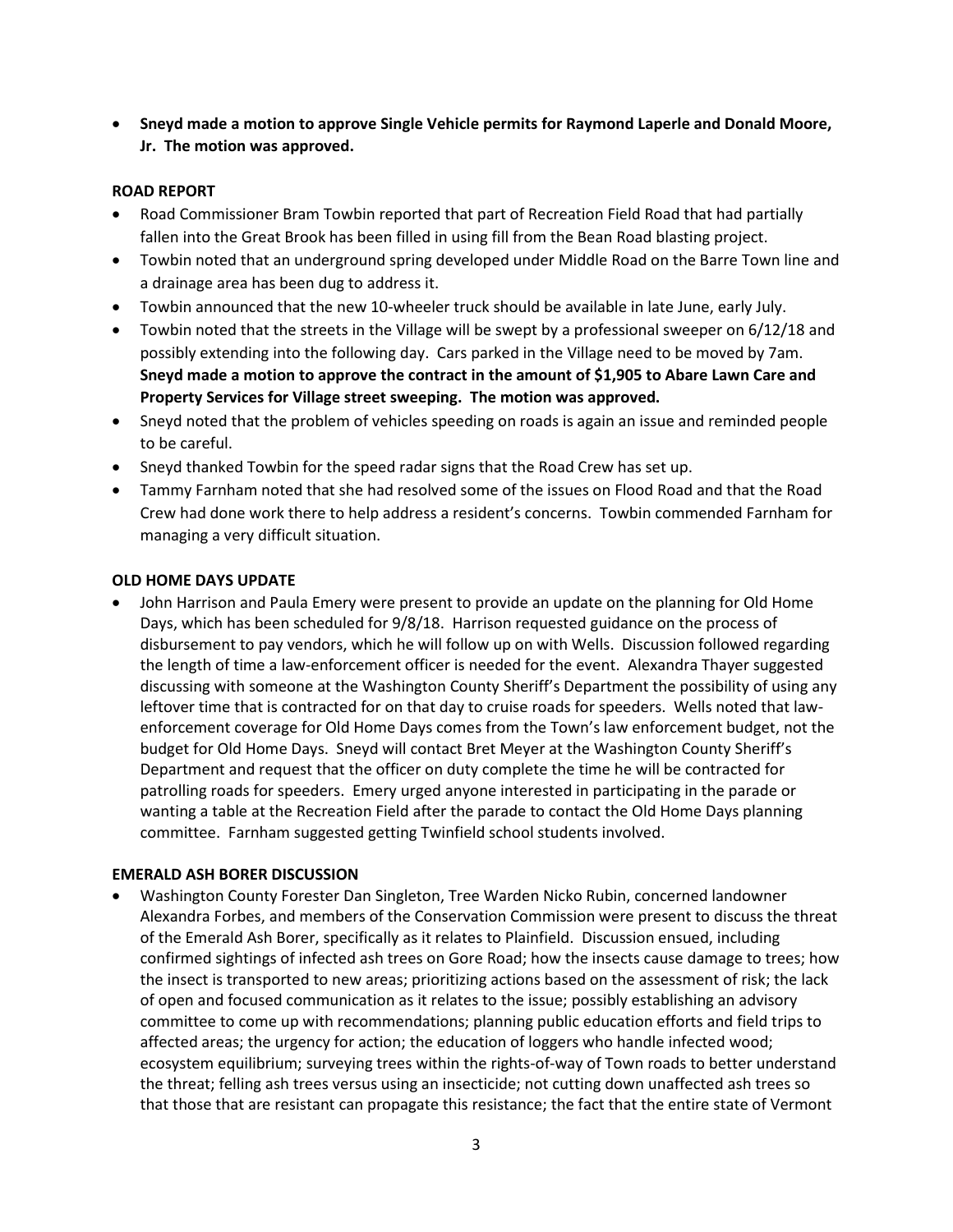- **Sneyd made a motion to approve Single Vehicle permits for Raymond Laperle and Donald Moore, Jr. The motion was approved.**

**ROAD REPORT**

- Road Commissioner Bram Towbin reported that part of Recreation Field Road that had partially fallen into the Great Brook has been filled in using fill from the Bean Road blasting project.
- Towbin noted that an underground spring developed under Middle Road on the Barre Town line and a drainage area has been dug to address it.
- Towbin announced that the new 10-wheeler truck should be available in late June, early July.
- Towbin noted that the streets in the Village will be swept by a professional sweeper on 6/12/18 and possibly extending into the following day. Cars parked in the Village need to be moved by 7am. **Sneyd made a motion to approve the contract in the amount of $1,905 to Abare Lawn Care and Property Services for Village street sweeping. The motion was approved.**
- Sneyd noted that the problem of vehicles speeding on roads is again an issue and reminded people to be careful.
- Sneyd thanked Towbin for the speed radar signs that the Road Crew has set up.
- Tammy Farnham noted that she had resolved some of the issues on Flood Road and that the Road Crew had done work there to help address a resident's concerns. Towbin commended Farnham for managing a very difficult situation.

**OLD HOME DAYS UPDATE**

- John Harrison and Paula Emery were present to provide an update on the planning for Old Home Days, which has been scheduled for 9/8/18. Harrison requested guidance on the process of disbursement to pay vendors, which he will follow up on with Wells. Discussion followed regarding the length of time a law-enforcement officer is needed for the event. Alexandra Thayer suggested discussing with someone at the Washington County Sheriff's Department the possibility of using any leftover time that is contracted for on that day to cruise roads for speeders. Wells noted that law-enforcement coverage for Old Home Days comes from the Town's law enforcement budget, not the budget for Old Home Days. Sneyd will contact Bret Meyer at the Washington County Sheriff's Department and request that the officer on duty complete the time he will be contracted for patrolling roads for speeders. Emery urged anyone interested in participating in the parade or wanting a table at the Recreation Field after the parade to contact the Old Home Days planning committee. Farnham suggested getting Twinfield school students involved.

**EMERALD ASH BORER DISCUSSION**

- Washington County Forester Dan Singleton, Tree Warden Nicko Rubin, concerned landowner Alexandra Forbes, and members of the Conservation Commission were present to discuss the threat of the Emerald Ash Borer, specifically as it relates to Plainfield. Discussion ensued, including confirmed sightings of infected ash trees on Gore Road; how the insects cause damage to trees; how the insect is transported to new areas; prioritizing actions based on the assessment of risk; the lack of open and focused communication as it relates to the issue; possibly establishing an advisory committee to come up with recommendations; planning public education efforts and field trips to affected areas; the urgency for action; the education of loggers who handle infected wood; ecosystem equilibrium; surveying trees within the rights-of-way of Town roads to better understand the threat; felling ash trees versus using an insecticide; not cutting down unaffected ash trees so that those that are resistant can propagate this resistance; the fact that the entire state of Vermont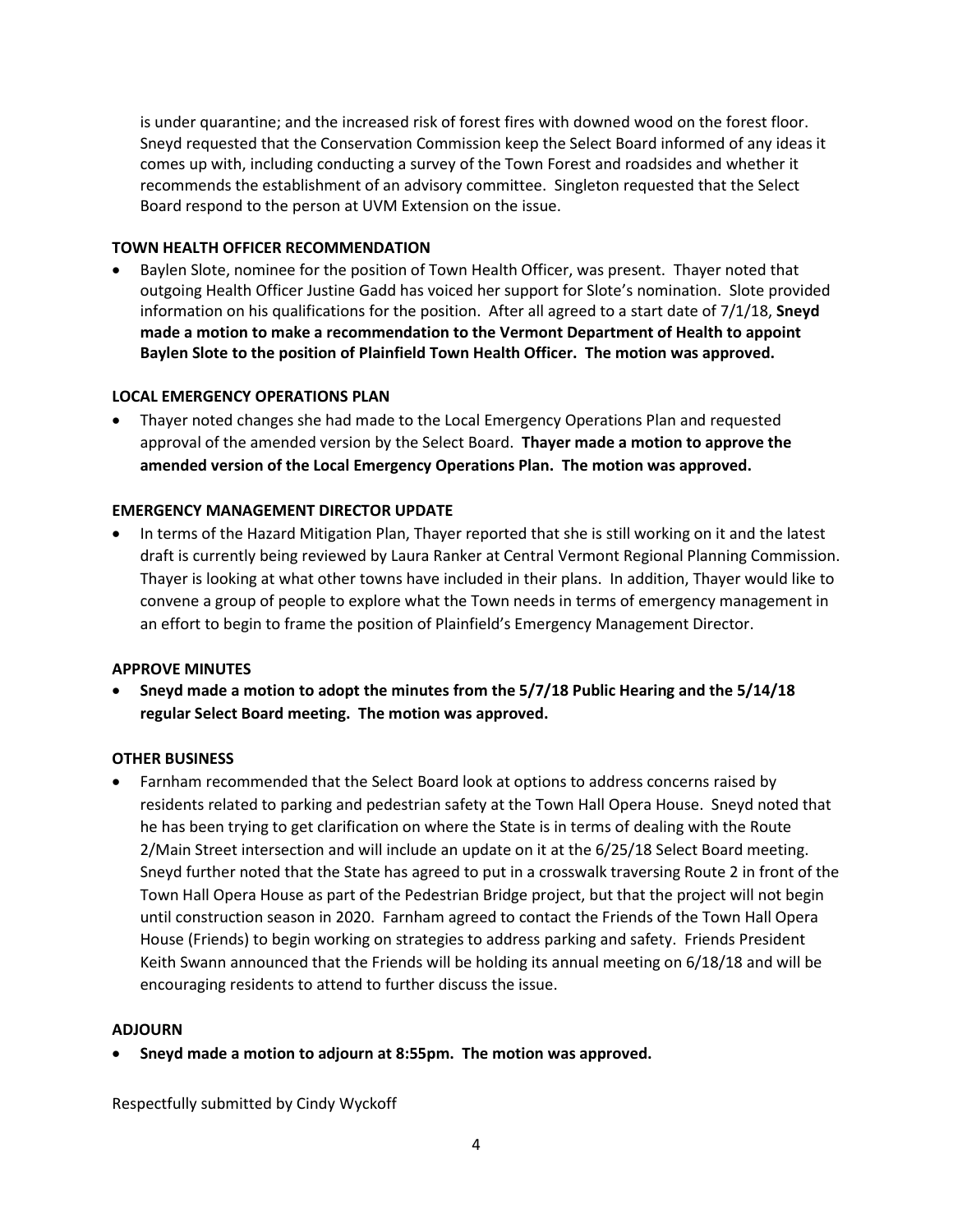is under quarantine; and the increased risk of forest fires with downed wood on the forest floor. Sneyd requested that the Conservation Commission keep the Select Board informed of any ideas it comes up with, including conducting a survey of the Town Forest and roadsides and whether it recommends the establishment of an advisory committee. Singleton requested that the Select Board respond to the person at UVM Extension on the issue.

**TOWN HEALTH OFFICER RECOMMENDATION**

- Baylen Slote, nominee for the position of Town Health Officer, was present. Thayer noted that outgoing Health Officer Justine Gadd has voiced her support for Slote's nomination. Slote provided information on his qualifications for the position. After all agreed to a start date of 7/1/18, **Sneyd made a motion to make a recommendation to the Vermont Department of Health to appoint Baylen Slote to the position of Plainfield Town Health Officer. The motion was approved.**

**LOCAL EMERGENCY OPERATIONS PLAN**

- Thayer noted changes she had made to the Local Emergency Operations Plan and requested approval of the amended version by the Select Board. **Thayer made a motion to approve the amended version of the Local Emergency Operations Plan. The motion was approved.**

**EMERGENCY MANAGEMENT DIRECTOR UPDATE**

- In terms of the Hazard Mitigation Plan, Thayer reported that she is still working on it and the latest draft is currently being reviewed by Laura Ranker at Central Vermont Regional Planning Commission. Thayer is looking at what other towns have included in their plans. In addition, Thayer would like to convene a group of people to explore what the Town needs in terms of emergency management in an effort to begin to frame the position of Plainfield's Emergency Management Director.

**APPROVE MINUTES**

- **Sneyd made a motion to adopt the minutes from the 5/7/18 Public Hearing and the 5/14/18 regular Select Board meeting. The motion was approved.**

**OTHER BUSINESS**

- Farnham recommended that the Select Board look at options to address concerns raised by residents related to parking and pedestrian safety at the Town Hall Opera House. Sneyd noted that he has been trying to get clarification on where the State is in terms of dealing with the Route 2/Main Street intersection and will include an update on it at the 6/25/18 Select Board meeting. Sneyd further noted that the State has agreed to put in a crosswalk traversing Route 2 in front of the Town Hall Opera House as part of the Pedestrian Bridge project, but that the project will not begin until construction season in 2020. Farnham agreed to contact the Friends of the Town Hall Opera House (Friends) to begin working on strategies to address parking and safety. Friends President Keith Swann announced that the Friends will be holding its annual meeting on 6/18/18 and will be encouraging residents to attend to further discuss the issue.

**ADJOURN**

- **Sneyd made a motion to adjourn at 8:55pm. The motion was approved.**

Respectfully submitted by Cindy Wyckoff